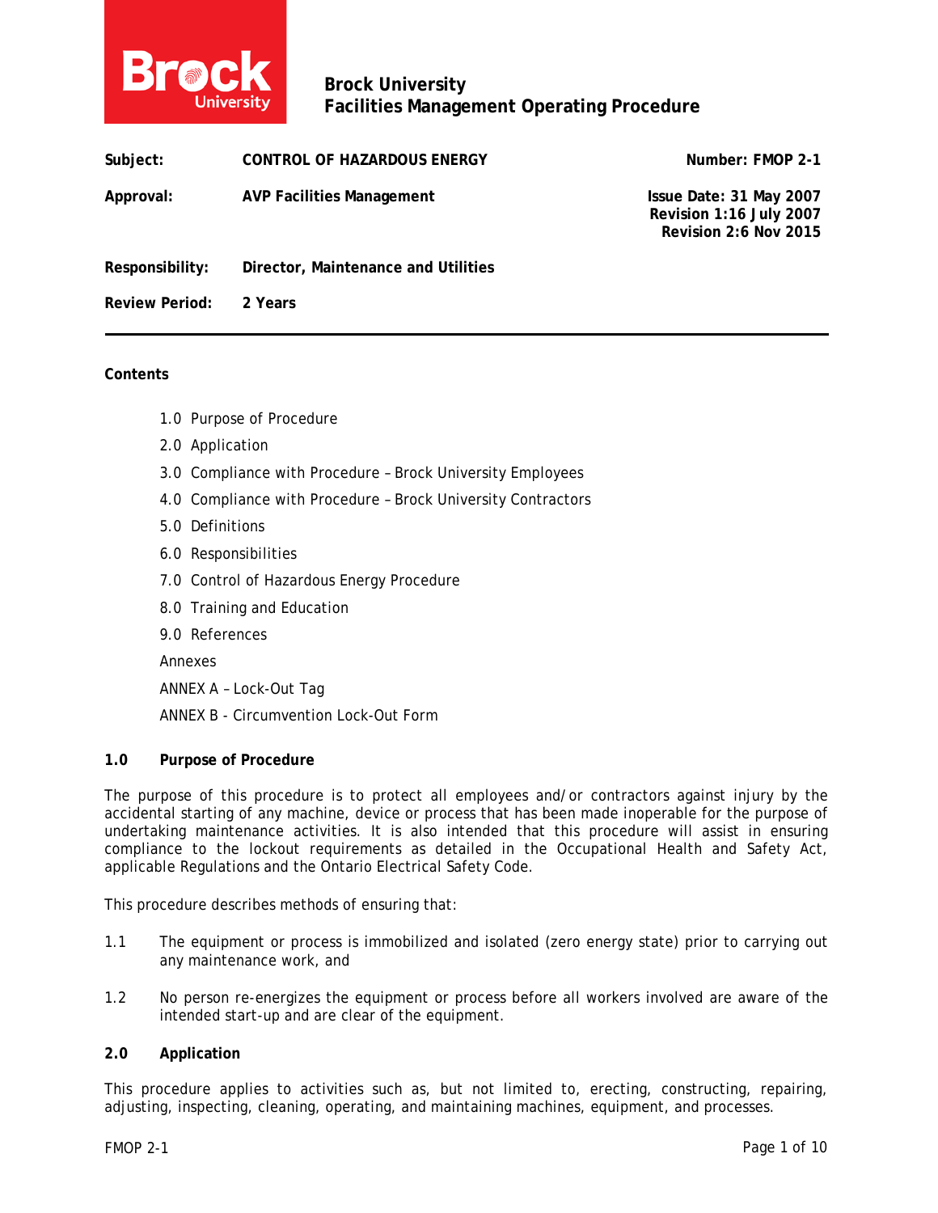# Brock University
## Facilities Management Operating Procedure

| | | |
|---|---|---|
| **Subject:** | **CONTROL OF HAZARDOUS ENERGY** | **Number: FMOP 2-1** |
| **Approval:** | **AVP Facilities Management** | **Issue Date: 31 May 2007**<br>**Revision 1:16 July 2007**<br>**Revision 2:6 Nov 2015** |
| **Responsibility:** | **Director, Maintenance and Utilities** | |
| **Review Period:** | **2 Years** | |

---

**Contents**

1.0 Purpose of Procedure

2.0 Application

3.0 Compliance with Procedure – Brock University Employees

4.0 Compliance with Procedure – Brock University Contractors

5.0 Definitions

6.0 Responsibilities

7.0 Control of Hazardous Energy Procedure

8.0 Training and Education

9.0 References

Annexes

ANNEX A – Lock-Out Tag

ANNEX B - Circumvention Lock-Out Form

## 1.0 Purpose of Procedure

The purpose of this procedure is to protect all employees and/or contractors against injury by the accidental starting of any machine, device or process that has been made inoperable for the purpose of undertaking maintenance activities. It is also intended that this procedure will assist in ensuring compliance to the lockout requirements as detailed in the Occupational Health and Safety Act, applicable Regulations and the Ontario Electrical Safety Code.

This procedure describes methods of ensuring that:

1.1 The equipment or process is immobilized and isolated (zero energy state) prior to carrying out any maintenance work, and

1.2 No person re-energizes the equipment or process before all workers involved are aware of the intended start-up and are clear of the equipment.

## 2.0 Application

This procedure applies to activities such as, but not limited to, erecting, constructing, repairing, adjusting, inspecting, cleaning, operating, and maintaining machines, equipment, and processes.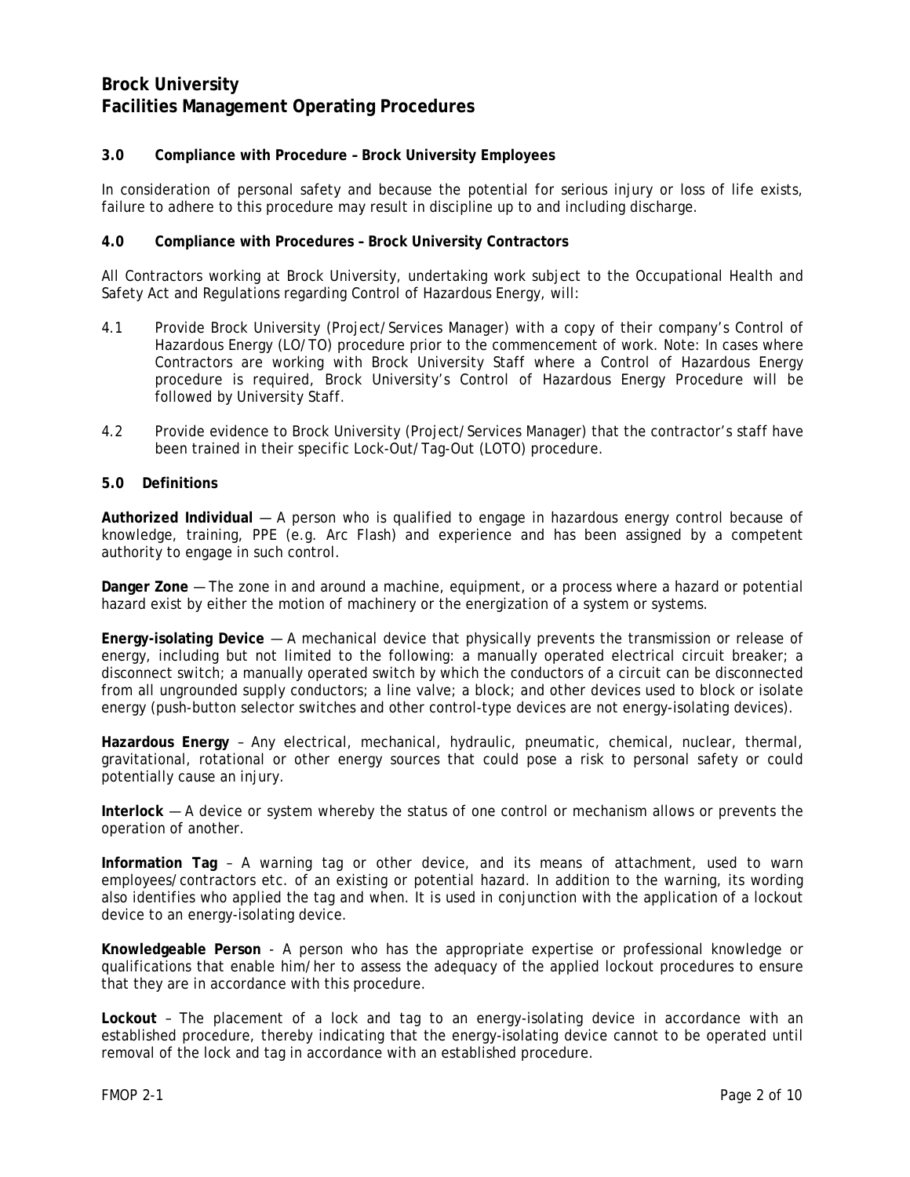# Brock University
# Facilities Management Operating Procedures

### 3.0 Compliance with Procedure – Brock University Employees

In consideration of personal safety and because the potential for serious injury or loss of life exists, failure to adhere to this procedure may result in discipline up to and including discharge.

### 4.0 Compliance with Procedures – Brock University Contractors

All Contractors working at Brock University, undertaking work subject to the Occupational Health and Safety Act and Regulations regarding Control of Hazardous Energy, will:

4.1 Provide Brock University (Project/Services Manager) with a copy of their company's Control of Hazardous Energy (LO/TO) procedure prior to the commencement of work. Note: In cases where Contractors are working with Brock University Staff where a Control of Hazardous Energy procedure is required, Brock University's Control of Hazardous Energy Procedure will be followed by University Staff.

4.2 Provide evidence to Brock University (Project/Services Manager) that the contractor's staff have been trained in their specific Lock-Out/Tag-Out (LOTO) procedure.

### 5.0 Definitions

**Authorized Individual** — A person who is qualified to engage in hazardous energy control because of knowledge, training, PPE (e.g. Arc Flash) and experience and has been assigned by a competent authority to engage in such control.

**Danger Zone** — The zone in and around a machine, equipment, or a process where a hazard or potential hazard exist by either the motion of machinery or the energization of a system or systems.

**Energy-isolating Device** — A mechanical device that physically prevents the transmission or release of energy, including but not limited to the following: a manually operated electrical circuit breaker; a disconnect switch; a manually operated switch by which the conductors of a circuit can be disconnected from all ungrounded supply conductors; a line valve; a block; and other devices used to block or isolate energy (push-button selector switches and other control-type devices are not energy-isolating devices).

**Hazardous Energy** – Any electrical, mechanical, hydraulic, pneumatic, chemical, nuclear, thermal, gravitational, rotational or other energy sources that could pose a risk to personal safety or could potentially cause an injury.

**Interlock** — A device or system whereby the status of one control or mechanism allows or prevents the operation of another.

**Information Tag** – A warning tag or other device, and its means of attachment, used to warn employees/contractors etc. of an existing or potential hazard. In addition to the warning, its wording also identifies who applied the tag and when. It is used in conjunction with the application of a lockout device to an energy-isolating device.

**Knowledgeable Person** - A person who has the appropriate expertise or professional knowledge or qualifications that enable him/her to assess the adequacy of the applied lockout procedures to ensure that they are in accordance with this procedure.

**Lockout** – The placement of a lock and tag to an energy-isolating device in accordance with an established procedure, thereby indicating that the energy-isolating device cannot to be operated until removal of the lock and tag in accordance with an established procedure.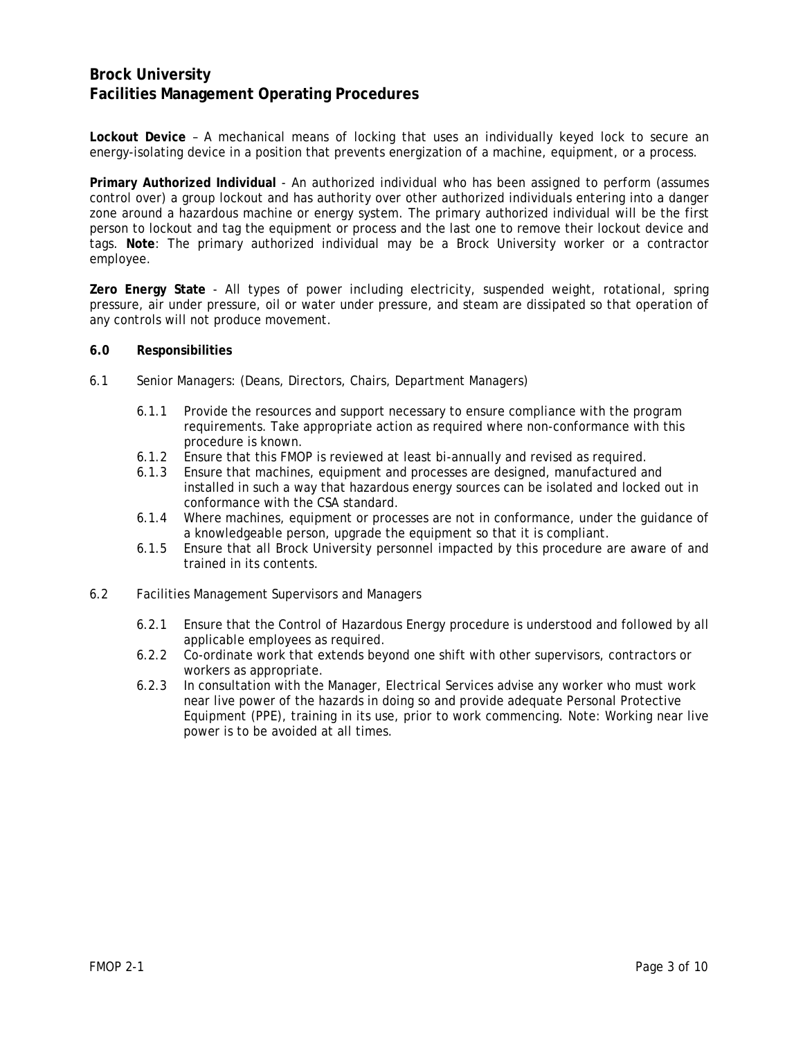**Lockout Device** – A mechanical means of locking that uses an individually keyed lock to secure an energy-isolating device in a position that prevents energization of a machine, equipment, or a process.

**Primary Authorized Individual** - An authorized individual who has been assigned to perform (assumes control over) a group lockout and has authority over other authorized individuals entering into a danger zone around a hazardous machine or energy system. The primary authorized individual will be the first person to lockout and tag the equipment or process and the last one to remove their lockout device and tags. **Note**: The primary authorized individual may be a Brock University worker or a contractor employee.

**Zero Energy State** - All types of power including electricity, suspended weight, rotational, spring pressure, air under pressure, oil or water under pressure, and steam are dissipated so that operation of any controls will not produce movement.

## 6.0 Responsibilities

6.1 Senior Managers: (Deans, Directors, Chairs, Department Managers)

- 6.1.1 Provide the resources and support necessary to ensure compliance with the program requirements. Take appropriate action as required where non-conformance with this procedure is known.
- 6.1.2 Ensure that this FMOP is reviewed at least bi-annually and revised as required.
- 6.1.3 Ensure that machines, equipment and processes are designed, manufactured and installed in such a way that hazardous energy sources can be isolated and locked out in conformance with the CSA standard.
- 6.1.4 Where machines, equipment or processes are not in conformance, under the guidance of a knowledgeable person, upgrade the equipment so that it is compliant.
- 6.1.5 Ensure that all Brock University personnel impacted by this procedure are aware of and trained in its contents.

6.2 Facilities Management Supervisors and Managers

- 6.2.1 Ensure that the Control of Hazardous Energy procedure is understood and followed by all applicable employees as required.
- 6.2.2 Co-ordinate work that extends beyond one shift with other supervisors, contractors or workers as appropriate.
- 6.2.3 In consultation with the Manager, Electrical Services advise any worker who must work near live power of the hazards in doing so and provide adequate Personal Protective Equipment (PPE), training in its use, prior to work commencing. Note: Working near live power is to be avoided at all times.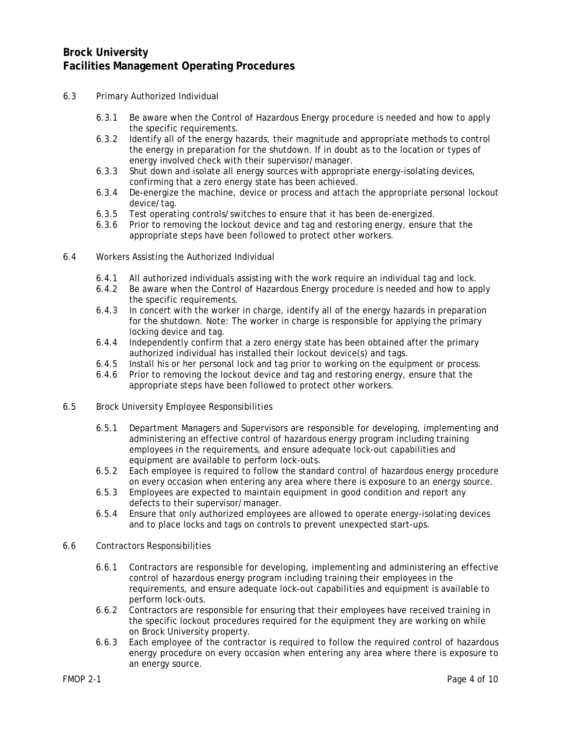6.3 Primary Authorized Individual

6.3.1 Be aware when the Control of Hazardous Energy procedure is needed and how to apply the specific requirements.
6.3.2 Identify all of the energy hazards, their magnitude and appropriate methods to control the energy in preparation for the shutdown. If in doubt as to the location or types of energy involved check with their supervisor/manager.
6.3.3 Shut down and isolate all energy sources with appropriate energy-isolating devices, confirming that a zero energy state has been achieved.
6.3.4 De-energize the machine, device or process and attach the appropriate personal lockout device/tag.
6.3.5 Test operating controls/switches to ensure that it has been de-energized.
6.3.6 Prior to removing the lockout device and tag and restoring energy, ensure that the appropriate steps have been followed to protect other workers.

6.4 Workers Assisting the Authorized Individual

6.4.1 All authorized individuals assisting with the work require an individual tag and lock.
6.4.2 Be aware when the Control of Hazardous Energy procedure is needed and how to apply the specific requirements.
6.4.3 In concert with the worker in charge, identify all of the energy hazards in preparation for the shutdown. Note: The worker in charge is responsible for applying the primary locking device and tag.
6.4.4 Independently confirm that a zero energy state has been obtained after the primary authorized individual has installed their lockout device(s) and tags.
6.4.5 Install his or her personal lock and tag prior to working on the equipment or process.
6.4.6 Prior to removing the lockout device and tag and restoring energy, ensure that the appropriate steps have been followed to protect other workers.

6.5 Brock University Employee Responsibilities

6.5.1 Department Managers and Supervisors are responsible for developing, implementing and administering an effective control of hazardous energy program including training employees in the requirements, and ensure adequate lock-out capabilities and equipment are available to perform lock-outs.
6.5.2 Each employee is required to follow the standard control of hazardous energy procedure on every occasion when entering any area where there is exposure to an energy source.
6.5.3 Employees are expected to maintain equipment in good condition and report any defects to their supervisor/manager.
6.5.4 Ensure that only authorized employees are allowed to operate energy-isolating devices and to place locks and tags on controls to prevent unexpected start-ups.

6.6 Contractors Responsibilities

6.6.1 Contractors are responsible for developing, implementing and administering an effective control of hazardous energy program including training their employees in the requirements, and ensure adequate lock-out capabilities and equipment is available to perform lock-outs.
6.6.2 Contractors are responsible for ensuring that their employees have received training in the specific lockout procedures required for the equipment they are working on while on Brock University property.
6.6.3 Each employee of the contractor is required to follow the required control of hazardous energy procedure on every occasion when entering any area where there is exposure to an energy source.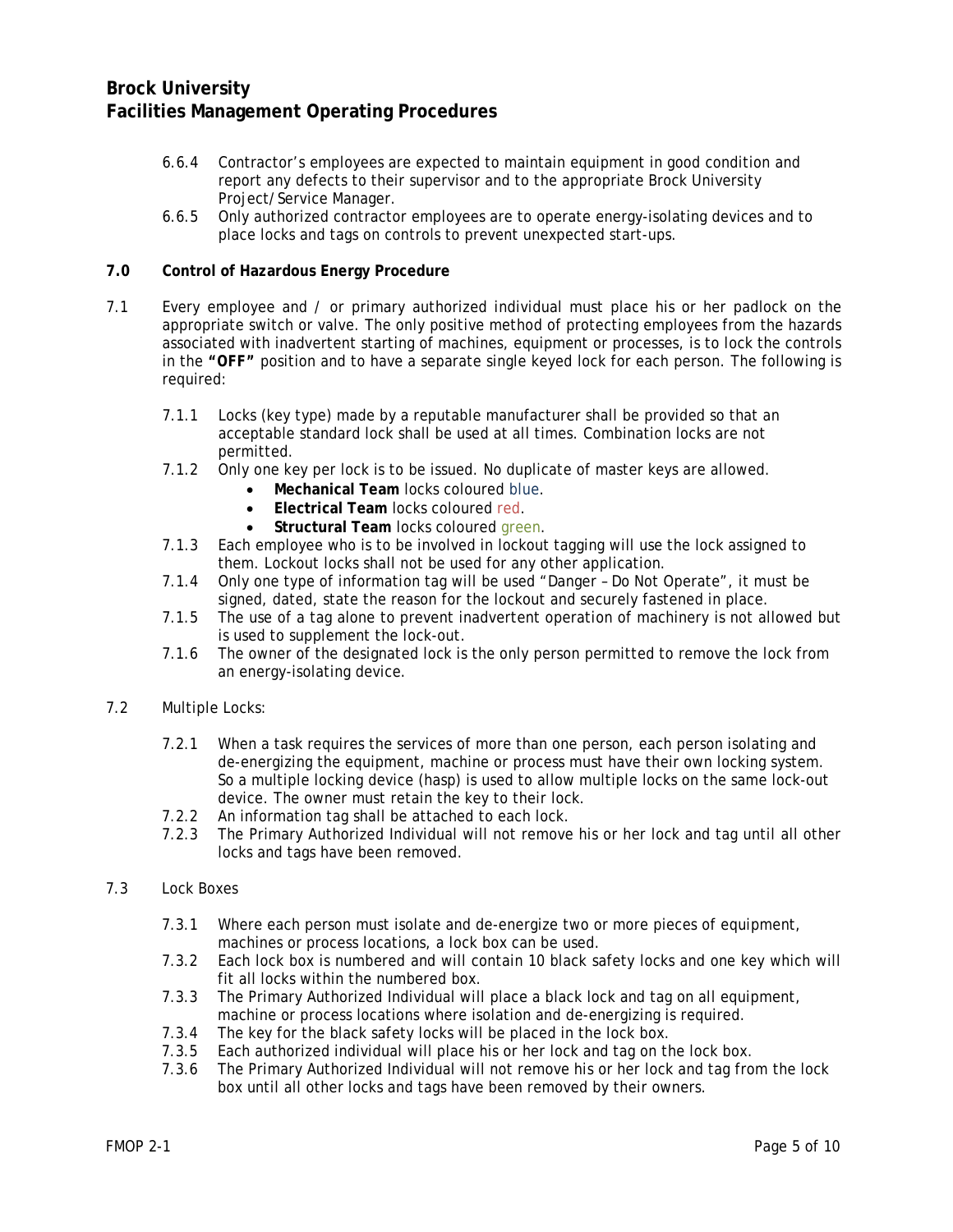6.6.4 Contractor's employees are expected to maintain equipment in good condition and report any defects to their supervisor and to the appropriate Brock University Project/Service Manager.

6.6.5 Only authorized contractor employees are to operate energy-isolating devices and to place locks and tags on controls to prevent unexpected start-ups.

## 7.0 Control of Hazardous Energy Procedure

7.1 Every employee and / or primary authorized individual must place his or her padlock on the appropriate switch or valve. The only positive method of protecting employees from the hazards associated with inadvertent starting of machines, equipment or processes, is to lock the controls in the **"OFF"** position and to have a separate single keyed lock for each person. The following is required:

7.1.1 Locks (key type) made by a reputable manufacturer shall be provided so that an acceptable standard lock shall be used at all times. Combination locks are not permitted.

7.1.2 Only one key per lock is to be issued. No duplicate of master keys are allowed.

- **Mechanical Team** locks coloured blue.
- **Electrical Team** locks coloured red.
- **Structural Team** locks coloured green.

7.1.3 Each employee who is to be involved in lockout tagging will use the lock assigned to them. Lockout locks shall not be used for any other application.

7.1.4 Only one type of information tag will be used "Danger – Do Not Operate", it must be signed, dated, state the reason for the lockout and securely fastened in place.

7.1.5 The use of a tag alone to prevent inadvertent operation of machinery is not allowed but is used to supplement the lock-out.

7.1.6 The owner of the designated lock is the only person permitted to remove the lock from an energy-isolating device.

7.2 Multiple Locks:

7.2.1 When a task requires the services of more than one person, each person isolating and de-energizing the equipment, machine or process must have their own locking system. So a multiple locking device (hasp) is used to allow multiple locks on the same lock-out device. The owner must retain the key to their lock.

7.2.2 An information tag shall be attached to each lock.

7.2.3 The Primary Authorized Individual will not remove his or her lock and tag until all other locks and tags have been removed.

7.3 Lock Boxes

7.3.1 Where each person must isolate and de-energize two or more pieces of equipment, machines or process locations, a lock box can be used.

7.3.2 Each lock box is numbered and will contain 10 black safety locks and one key which will fit all locks within the numbered box.

7.3.3 The Primary Authorized Individual will place a black lock and tag on all equipment, machine or process locations where isolation and de-energizing is required.

7.3.4 The key for the black safety locks will be placed in the lock box.

7.3.5 Each authorized individual will place his or her lock and tag on the lock box.

7.3.6 The Primary Authorized Individual will not remove his or her lock and tag from the lock box until all other locks and tags have been removed by their owners.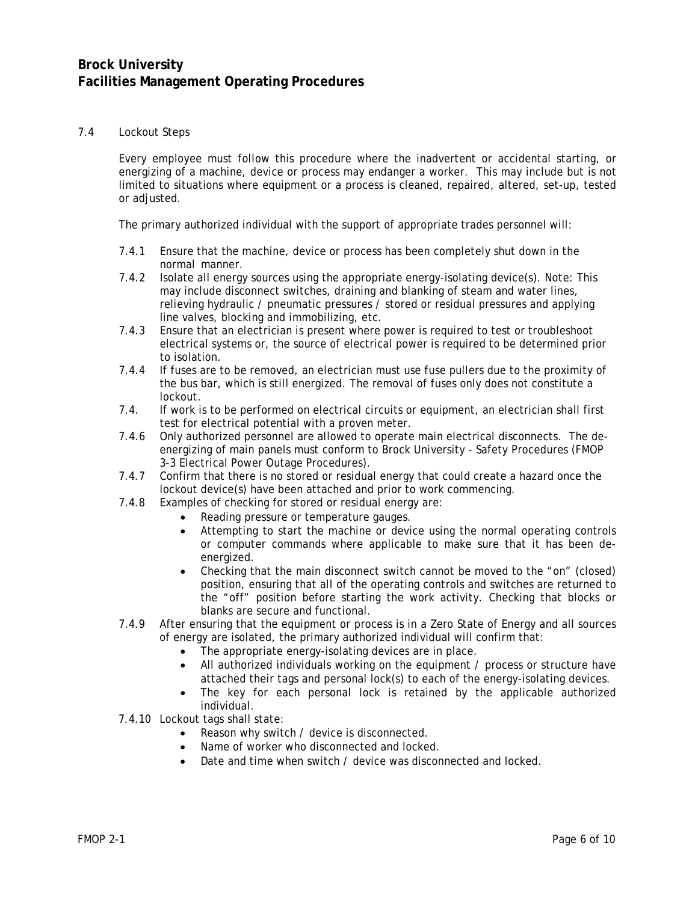### 7.4 Lockout Steps

Every employee must follow this procedure where the inadvertent or accidental starting, or energizing of a machine, device or process may endanger a worker. This may include but is not limited to situations where equipment or a process is cleaned, repaired, altered, set-up, tested or adjusted.

The primary authorized individual with the support of appropriate trades personnel will:

7.4.1 Ensure that the machine, device or process has been completely shut down in the normal manner.

7.4.2 Isolate all energy sources using the appropriate energy-isolating device(s). Note: This may include disconnect switches, draining and blanking of steam and water lines, relieving hydraulic / pneumatic pressures / stored or residual pressures and applying line valves, blocking and immobilizing, etc.

7.4.3 Ensure that an electrician is present where power is required to test or troubleshoot electrical systems or, the source of electrical power is required to be determined prior to isolation.

7.4.4 If fuses are to be removed, an electrician must use fuse pullers due to the proximity of the bus bar, which is still energized. The removal of fuses only does not constitute a lockout.

7.4. If work is to be performed on electrical circuits or equipment, an electrician shall first test for electrical potential with a proven meter.

7.4.6 Only authorized personnel are allowed to operate main electrical disconnects. The de-energizing of main panels must conform to Brock University - Safety Procedures (FMOP 3-3 Electrical Power Outage Procedures).

7.4.7 Confirm that there is no stored or residual energy that could create a hazard once the lockout device(s) have been attached and prior to work commencing.

7.4.8 Examples of checking for stored or residual energy are:

- Reading pressure or temperature gauges.
- Attempting to start the machine or device using the normal operating controls or computer commands where applicable to make sure that it has been de-energized.
- Checking that the main disconnect switch cannot be moved to the "on" (closed) position, ensuring that all of the operating controls and switches are returned to the "off" position before starting the work activity. Checking that blocks or blanks are secure and functional.

7.4.9 After ensuring that the equipment or process is in a Zero State of Energy and all sources of energy are isolated, the primary authorized individual will confirm that:

- The appropriate energy-isolating devices are in place.
- All authorized individuals working on the equipment / process or structure have attached their tags and personal lock(s) to each of the energy-isolating devices.
- The key for each personal lock is retained by the applicable authorized individual.

7.4.10 Lockout tags shall state:

- Reason why switch / device is disconnected.
- Name of worker who disconnected and locked.
- Date and time when switch / device was disconnected and locked.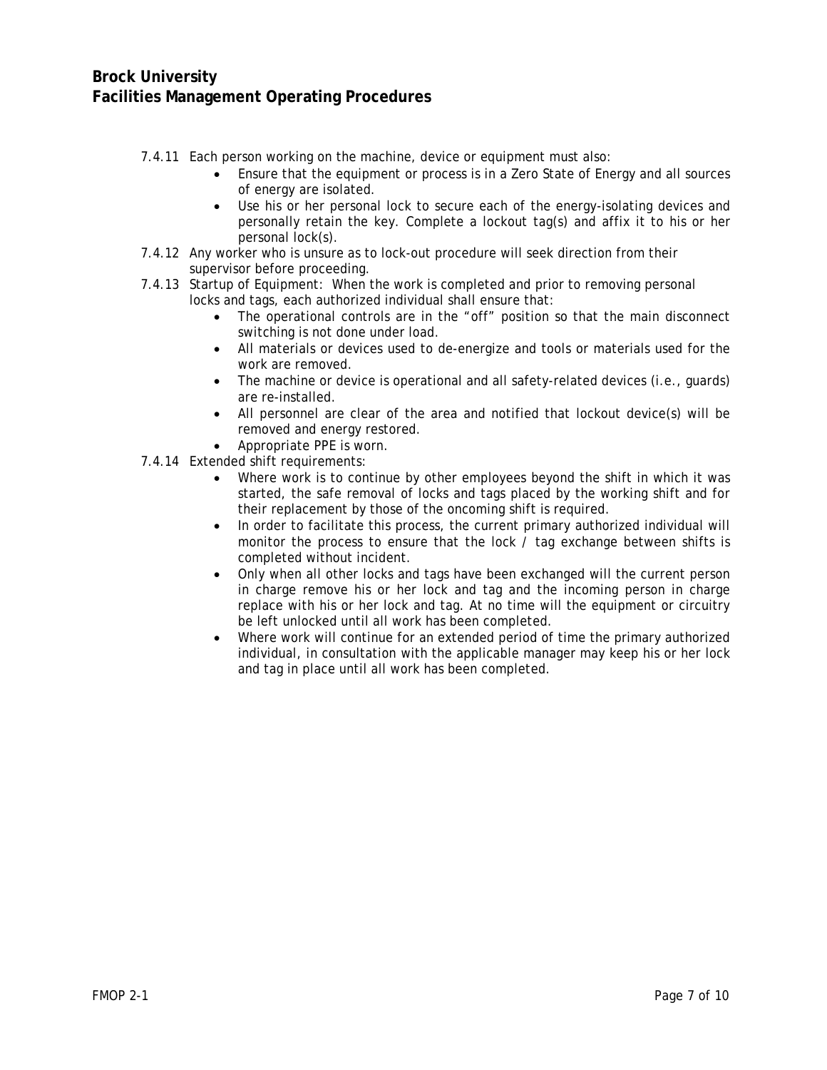7.4.11 Each person working on the machine, device or equipment must also:

- Ensure that the equipment or process is in a Zero State of Energy and all sources of energy are isolated.
- Use his or her personal lock to secure each of the energy-isolating devices and personally retain the key. Complete a lockout tag(s) and affix it to his or her personal lock(s).

7.4.12 Any worker who is unsure as to lock-out procedure will seek direction from their supervisor before proceeding.

7.4.13 Startup of Equipment: When the work is completed and prior to removing personal locks and tags, each authorized individual shall ensure that:

- The operational controls are in the "off" position so that the main disconnect switching is not done under load.
- All materials or devices used to de-energize and tools or materials used for the work are removed.
- The machine or device is operational and all safety-related devices (i.e., guards) are re-installed.
- All personnel are clear of the area and notified that lockout device(s) will be removed and energy restored.
- Appropriate PPE is worn.

7.4.14 Extended shift requirements:

- Where work is to continue by other employees beyond the shift in which it was started, the safe removal of locks and tags placed by the working shift and for their replacement by those of the oncoming shift is required.
- In order to facilitate this process, the current primary authorized individual will monitor the process to ensure that the lock / tag exchange between shifts is completed without incident.
- Only when all other locks and tags have been exchanged will the current person in charge remove his or her lock and tag and the incoming person in charge replace with his or her lock and tag. At no time will the equipment or circuitry be left unlocked until all work has been completed.
- Where work will continue for an extended period of time the primary authorized individual, in consultation with the applicable manager may keep his or her lock and tag in place until all work has been completed.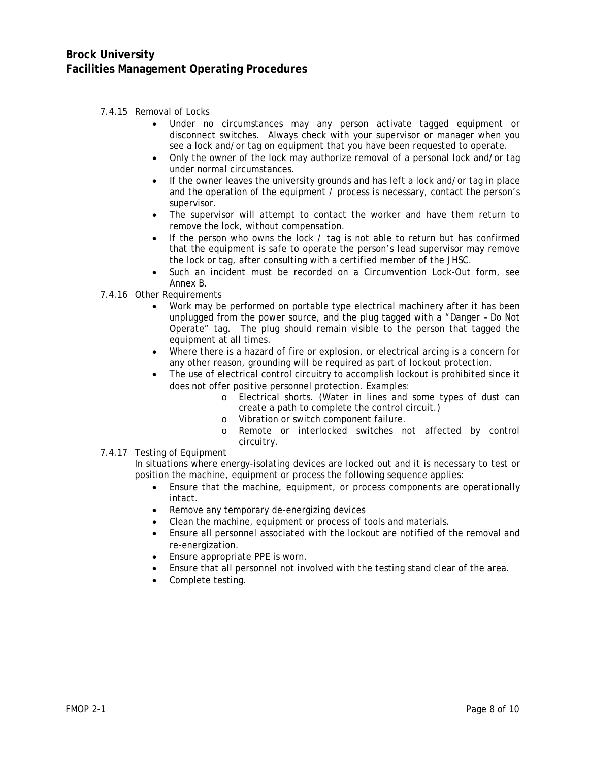7.4.15 Removal of Locks

- Under no circumstances may any person activate tagged equipment or disconnect switches. Always check with your supervisor or manager when you see a lock and/or tag on equipment that you have been requested to operate.
- Only the owner of the lock may authorize removal of a personal lock and/or tag under normal circumstances.
- If the owner leaves the university grounds and has left a lock and/or tag in place and the operation of the equipment / process is necessary, contact the person's supervisor.
- The supervisor will attempt to contact the worker and have them return to remove the lock, without compensation.
- If the person who owns the lock / tag is not able to return but has confirmed that the equipment is safe to operate the person's lead supervisor may remove the lock or tag, after consulting with a certified member of the JHSC.
- Such an incident must be recorded on a Circumvention Lock-Out form, see Annex B.

7.4.16 Other Requirements

- Work may be performed on portable type electrical machinery after it has been unplugged from the power source, and the plug tagged with a "Danger – Do Not Operate" tag. The plug should remain visible to the person that tagged the equipment at all times.
- Where there is a hazard of fire or explosion, or electrical arcing is a concern for any other reason, grounding will be required as part of lockout protection.
- The use of electrical control circuitry to accomplish lockout is prohibited since it does not offer positive personnel protection. Examples:
  - Electrical shorts. (Water in lines and some types of dust can create a path to complete the control circuit.)
  - Vibration or switch component failure.
  - Remote or interlocked switches not affected by control circuitry.

7.4.17 Testing of Equipment

In situations where energy-isolating devices are locked out and it is necessary to test or position the machine, equipment or process the following sequence applies:

- Ensure that the machine, equipment, or process components are operationally intact.
- Remove any temporary de-energizing devices
- Clean the machine, equipment or process of tools and materials.
- Ensure all personnel associated with the lockout are notified of the removal and re-energization.
- Ensure appropriate PPE is worn.
- Ensure that all personnel not involved with the testing stand clear of the area.
- Complete testing.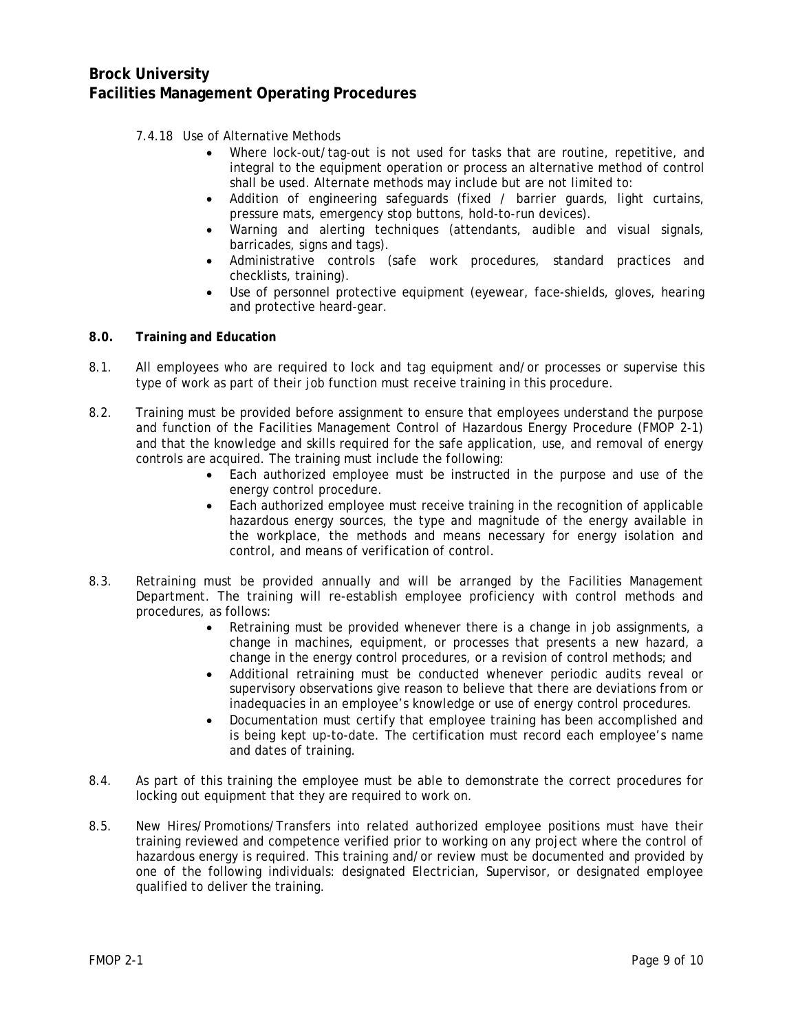7.4.18 Use of Alternative Methods

- Where lock-out/tag-out is not used for tasks that are routine, repetitive, and integral to the equipment operation or process an alternative method of control shall be used. Alternate methods may include but are not limited to:
- Addition of engineering safeguards (fixed / barrier guards, light curtains, pressure mats, emergency stop buttons, hold-to-run devices).
- Warning and alerting techniques (attendants, audible and visual signals, barricades, signs and tags).
- Administrative controls (safe work procedures, standard practices and checklists, training).
- Use of personnel protective equipment (eyewear, face-shields, gloves, hearing and protective heard-gear.

## 8.0. Training and Education

8.1. All employees who are required to lock and tag equipment and/or processes or supervise this type of work as part of their job function must receive training in this procedure.

8.2. Training must be provided before assignment to ensure that employees understand the purpose and function of the Facilities Management Control of Hazardous Energy Procedure (FMOP 2-1) and that the knowledge and skills required for the safe application, use, and removal of energy controls are acquired. The training must include the following:

- Each authorized employee must be instructed in the purpose and use of the energy control procedure.
- Each authorized employee must receive training in the recognition of applicable hazardous energy sources, the type and magnitude of the energy available in the workplace, the methods and means necessary for energy isolation and control, and means of verification of control.

8.3. Retraining must be provided annually and will be arranged by the Facilities Management Department. The training will re-establish employee proficiency with control methods and procedures, as follows:

- Retraining must be provided whenever there is a change in job assignments, a change in machines, equipment, or processes that presents a new hazard, a change in the energy control procedures, or a revision of control methods; and
- Additional retraining must be conducted whenever periodic audits reveal or supervisory observations give reason to believe that there are deviations from or inadequacies in an employee's knowledge or use of energy control procedures.
- Documentation must certify that employee training has been accomplished and is being kept up-to-date. The certification must record each employee's name and dates of training.

8.4. As part of this training the employee must be able to demonstrate the correct procedures for locking out equipment that they are required to work on.

8.5. New Hires/Promotions/Transfers into related authorized employee positions must have their training reviewed and competence verified prior to working on any project where the control of hazardous energy is required. This training and/or review must be documented and provided by one of the following individuals: designated Electrician, Supervisor, or designated employee qualified to deliver the training.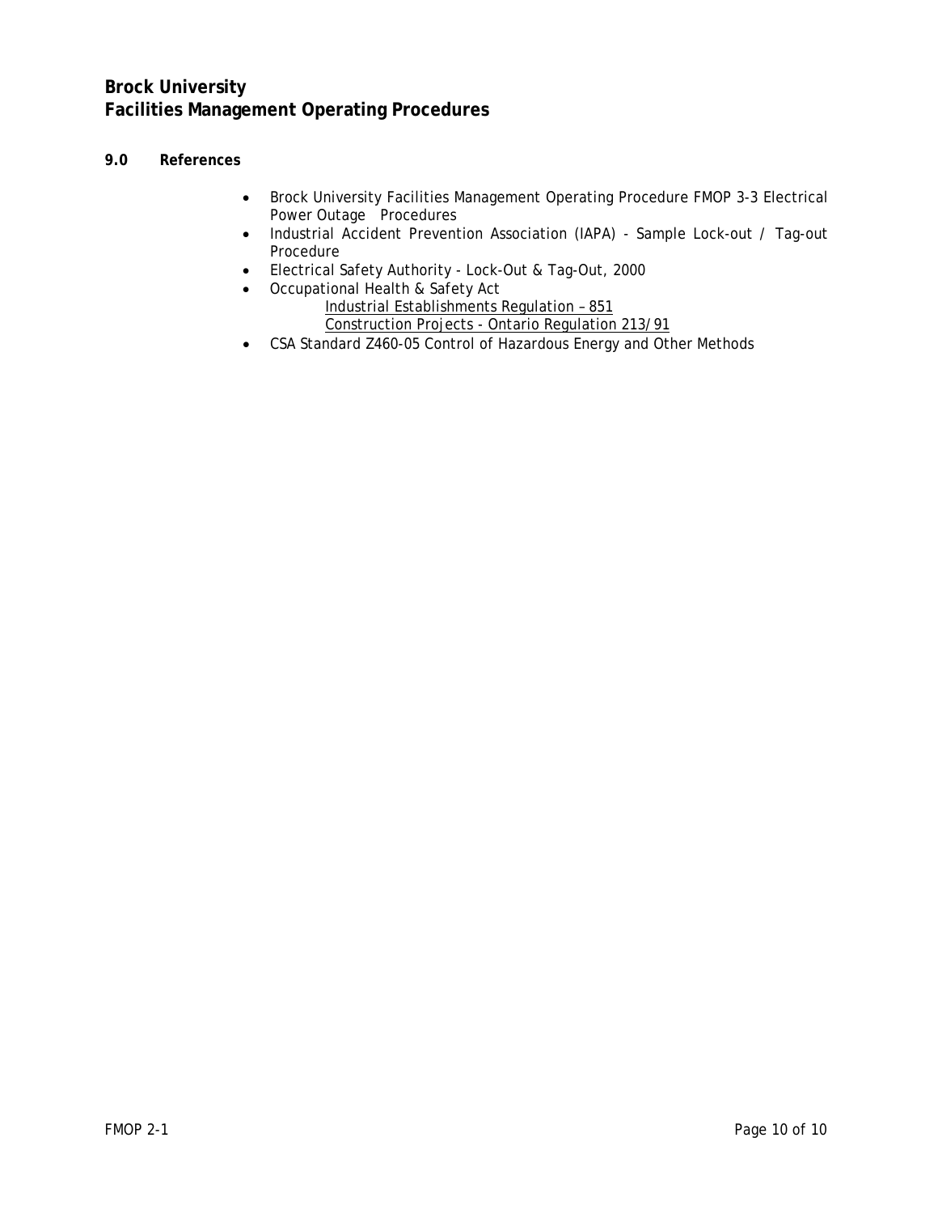## 9.0 References

- Brock University Facilities Management Operating Procedure FMOP 3-3 Electrical Power Outage Procedures
- Industrial Accident Prevention Association (IAPA) - Sample Lock-out / Tag-out Procedure
- Electrical Safety Authority - Lock-Out & Tag-Out, 2000
- Occupational Health & Safety Act
  - <u>Industrial Establishments Regulation – 851</u>
  - <u>Construction Projects - Ontario Regulation 213/91</u>
- CSA Standard Z460-05 Control of Hazardous Energy and Other Methods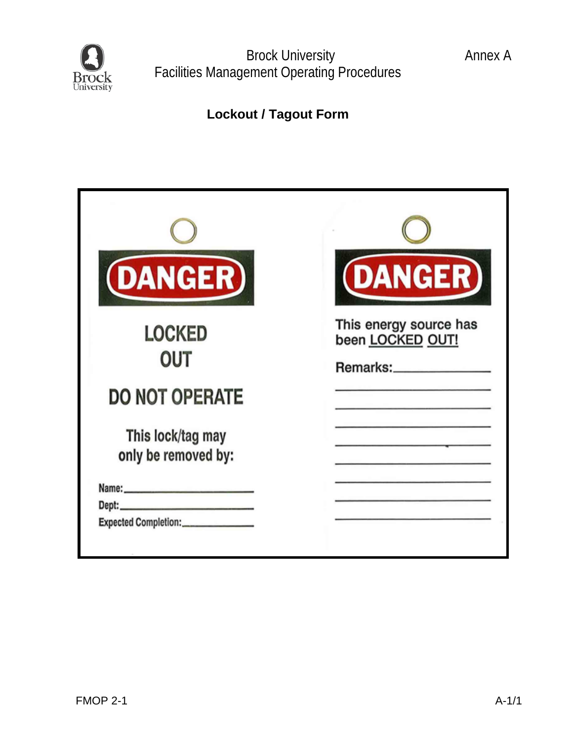# Lockout / Tagout Form

**DANGER**

LOCKED

OUT

DO NOT OPERATE

This lock/tag may only be removed by:

Name:\_\_\_\_\_\_\_\_\_\_\_\_\_\_\_\_\_\_\_\_\_\_\_\_

Dept:\_\_\_\_\_\_\_\_\_\_\_\_\_\_\_\_\_\_\_\_\_\_\_\_\_

Expected Completion:\_\_\_\_\_\_\_\_\_\_\_\_\_\_

**DANGER**

This energy source has been LOCKED OUT!

Remarks:\_\_\_\_\_\_\_\_\_\_\_\_\_\_\_\_\_\_

\_\_\_\_\_\_\_\_\_\_\_\_\_\_\_\_\_\_\_\_\_\_\_\_\_\_\_\_

\_\_\_\_\_\_\_\_\_\_\_\_\_\_\_\_\_\_\_\_\_\_\_\_\_\_\_\_

\_\_\_\_\_\_\_\_\_\_\_\_\_\_\_\_\_\_\_\_\_\_\_\_\_\_\_\_

\_\_\_\_\_\_\_\_\_\_\_\_\_\_\_\_\_\_\_\_\_\_\_\_\_\_\_\_

\_\_\_\_\_\_\_\_\_\_\_\_\_\_\_\_\_\_\_\_\_\_\_\_\_\_\_\_

\_\_\_\_\_\_\_\_\_\_\_\_\_\_\_\_\_\_\_\_\_\_\_\_\_\_\_\_

\_\_\_\_\_\_\_\_\_\_\_\_\_\_\_\_\_\_\_\_\_\_\_\_\_\_\_\_

\_\_\_\_\_\_\_\_\_\_\_\_\_\_\_\_\_\_\_\_\_\_\_\_\_\_\_\_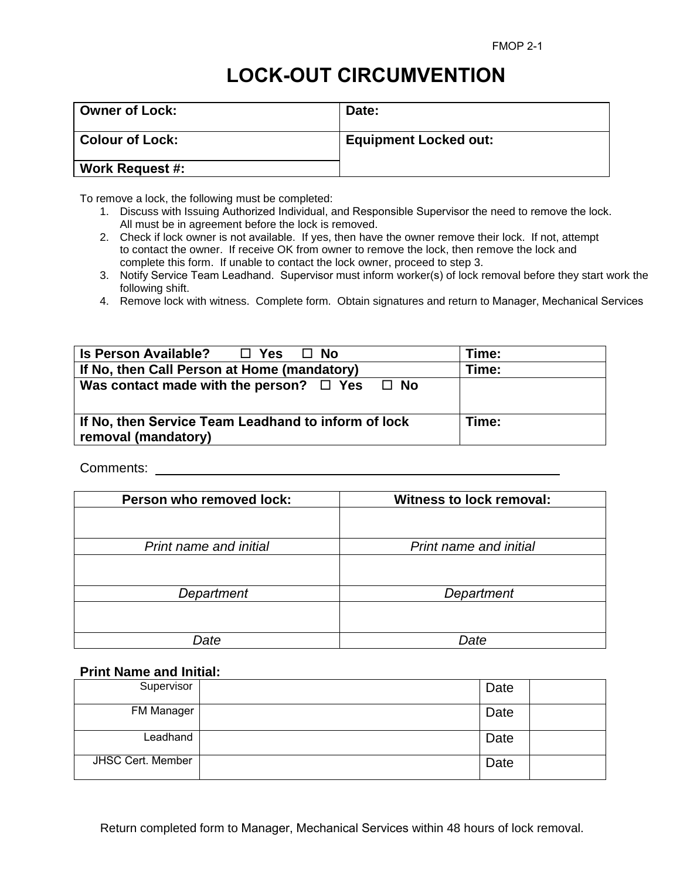FMOP 2-1

# LOCK-OUT CIRCUMVENTION

| | |
|---|---|
| **Owner of Lock:** | **Date:** |
| **Colour of Lock:** | **Equipment Locked out:** |
| **Work Request #:** | |

To remove a lock, the following must be completed:

1. Discuss with Issuing Authorized Individual, and Responsible Supervisor the need to remove the lock. All must be in agreement before the lock is removed.
2. Check if lock owner is not available. If yes, then have the owner remove their lock. If not, attempt to contact the owner. If receive OK from owner to remove the lock, then remove the lock and complete this form. If unable to contact the lock owner, proceed to step 3.
3. Notify Service Team Leadhand. Supervisor must inform worker(s) of lock removal before they start work the following shift.
4. Remove lock with witness. Complete form. Obtain signatures and return to Manager, Mechanical Services

| | |
|---|---|
| **Is Person Available? ☐ Yes ☐ No** | **Time:** |
| **If No, then Call Person at Home (mandatory)** | **Time:** |
| **Was contact made with the person? ☐ Yes ☐ No** | |
| **If No, then Service Team Leadhand to inform of lock removal (mandatory)** | **Time:** |

Comments: ______________________________________________

| **Person who removed lock:** | **Witness to lock removal:** |
|---|---|
| | |
| *Print name and initial* | *Print name and initial* |
| | |
| *Department* | *Department* |
| | |
| *Date* | *Date* |

**Print Name and Initial:**

| | | | |
|---|---|---|---|
| Supervisor | | Date | |
| FM Manager | | Date | |
| Leadhand | | Date | |
| JHSC Cert. Member | | Date | |

Return completed form to Manager, Mechanical Services within 48 hours of lock removal.